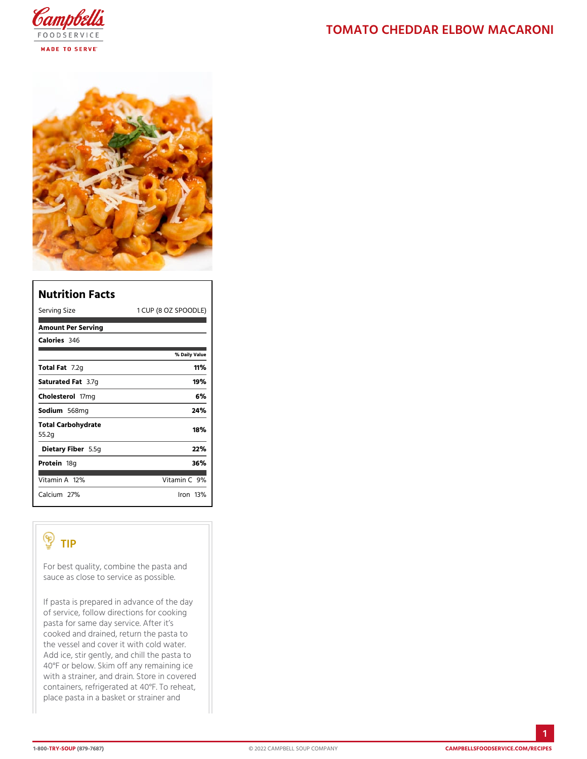# TOMATO CHEDDAR ELBOW MACARONI

## Nutrition Facts

| Serving Size | 1 CUP (8 OZ SPOODLE) |
|---|---|
| **Amount Per Serving** | |
| **Calories** 346 | |
| | **% Daily Value** |
| **Total Fat** 7.2g | **11%** |
| **Saturated Fat** 3.7g | **19%** |
| **Cholesterol** 17mg | **6%** |
| **Sodium** 568mg | **24%** |
| **Total Carbohydrate** 55.2g | **18%** |
| **Dietary Fiber** 5.5g | **22%** |
| **Protein** 18g | **36%** |
| Vitamin A 12% | Vitamin C 9% |
| Calcium 27% | Iron 13% |

## TIP

For best quality, combine the pasta and sauce as close to service as possible.

If pasta is prepared in advance of the day of service, follow directions for cooking pasta for same day service. After it's cooked and drained, return the pasta to the vessel and cover it with cold water. Add ice, stir gently, and chill the pasta to 40°F or below. Skim off any remaining ice with a strainer, and drain. Store in covered containers, refrigerated at 40°F. To reheat, place pasta in a basket or strainer and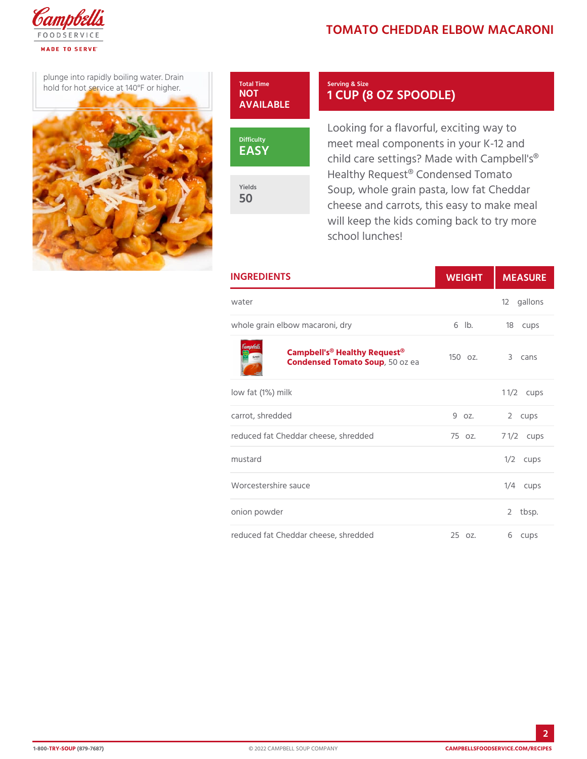plunge into rapidly boiling water. Drain hold for hot service at 140°F or higher.

# TOMATO CHEDDAR ELBOW MACARONI

**Total Time**
NOT AVAILABLE

**Difficulty**
EASY

**Yields**
50

**Serving & Size**
1 CUP (8 OZ SPOODLE)

Looking for a flavorful, exciting way to meet meal components in your K-12 and child care settings? Made with Campbell's® Healthy Request® Condensed Tomato Soup, whole grain pasta, low fat Cheddar cheese and carrots, this easy to make meal will keep the kids coming back to try more school lunches!

| INGREDIENTS | WEIGHT | MEASURE |
|---|---|---|
| water | | 12 gallons |
| whole grain elbow macaroni, dry | 6 lb. | 18 cups |
| **Campbell's® Healthy Request® Condensed Tomato Soup**, 50 oz ea | 150 oz. | 3 cans |
| low fat (1%) milk | | 1 1/2 cups |
| carrot, shredded | 9 oz. | 2 cups |
| reduced fat Cheddar cheese, shredded | 75 oz. | 7 1/2 cups |
| mustard | | 1/2 cups |
| Worcestershire sauce | | 1/4 cups |
| onion powder | | 2 tbsp. |
| reduced fat Cheddar cheese, shredded | 25 oz. | 6 cups |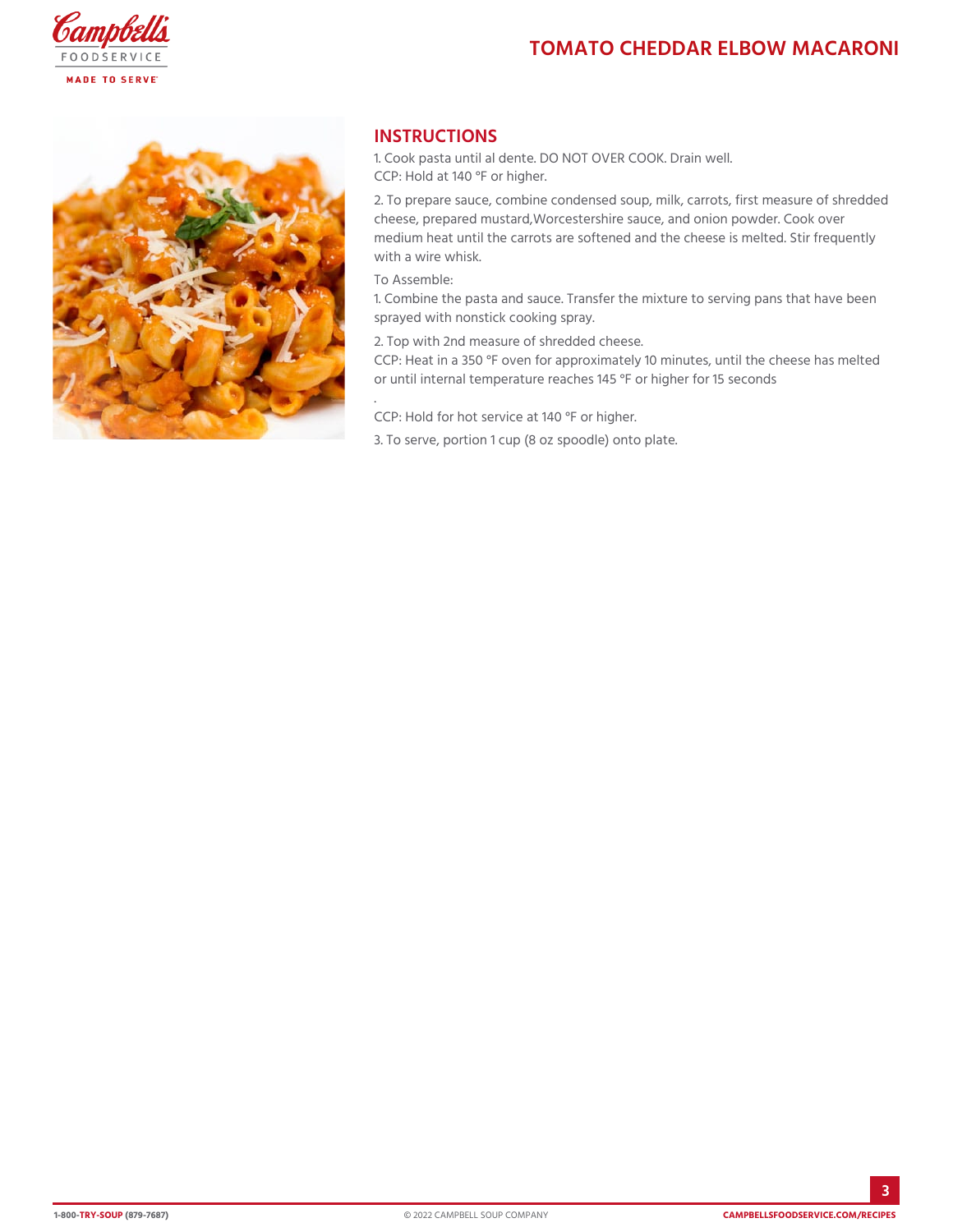## INSTRUCTIONS

1. Cook pasta until al dente. DO NOT OVER COOK. Drain well.
CCP: Hold at 140 °F or higher.

2. To prepare sauce, combine condensed soup, milk, carrots, first measure of shredded cheese, prepared mustard,Worcestershire sauce, and onion powder. Cook over medium heat until the carrots are softened and the cheese is melted. Stir frequently with a wire whisk.

To Assemble:

1. Combine the pasta and sauce. Transfer the mixture to serving pans that have been sprayed with nonstick cooking spray.

2. Top with 2nd measure of shredded cheese.
CCP: Heat in a 350 °F oven for approximately 10 minutes, until the cheese has melted or until internal temperature reaches 145 °F or higher for 15 seconds

.

CCP: Hold for hot service at 140 °F or higher.

3. To serve, portion 1 cup (8 oz spoodle) onto plate.